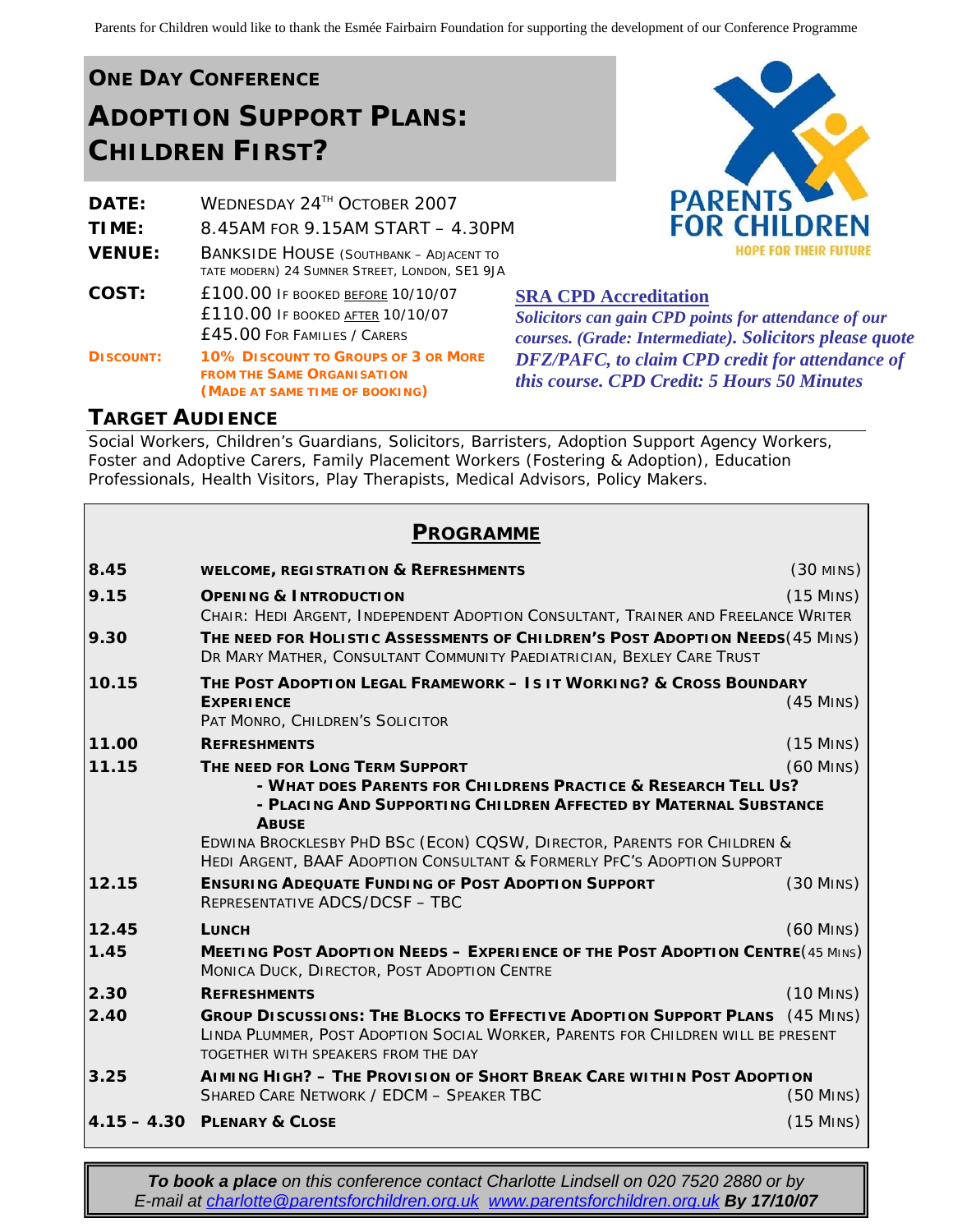Parents for Children would like to thank the Esmée Fairbairn Foundation for supporting the development of our Conference Programme

## ONE DAY CONFERENCE

# ADOPTION SUPPORT PLANS: CHILDREN FIRST?

**DATE:** WEDNESDAY 24TH OCTOBER 2007

**TIME:** 8.45AM FOR 9.15AM START – 4.30PM

**VENUE:** BANKSIDE HOUSE (SOUTHBANK – ADJACENT TO TATE MODERN) 24 SUMNER STREET, LONDON, SE1 9JA

**COST:** £100.00 IF BOOKED BEFORE 10/10/07
£110.00 IF BOOKED AFTER 10/10/07
£45.00 FOR FAMILIES / CARERS

**DISCOUNT:** **10% DISCOUNT TO GROUPS OF 3 OR MORE FROM THE SAME ORGANISATION (MADE AT SAME TIME OF BOOKING)**

PARENTS FOR CHILDREN
HOPE FOR THEIR FUTURE

**SRA CPD Accreditation**

***Solicitors can gain CPD points for attendance of our courses. (Grade: Intermediate). Solicitors please quote DFZ/PAFC, to claim CPD credit for attendance of this course. CPD Credit: 5 Hours 50 Minutes***

## TARGET AUDIENCE

Social Workers, Children's Guardians, Solicitors, Barristers, Adoption Support Agency Workers, Foster and Adoptive Carers, Family Placement Workers (Fostering & Adoption), Education Professionals, Health Visitors, Play Therapists, Medical Advisors, Policy Makers.

## PROGRAMME

| Time | Session | Duration |
|---|---|---|
| 8.45 | **WELCOME, REGISTRATION & REFRESHMENTS** | (30 MINS) |
| 9.15 | **OPENING & INTRODUCTION**<br>CHAIR: HEDI ARGENT, INDEPENDENT ADOPTION CONSULTANT, TRAINER AND FREELANCE WRITER | (15 MINS) |
| 9.30 | **THE NEED FOR HOLISTIC ASSESSMENTS OF CHILDREN'S POST ADOPTION NEEDS**<br>DR MARY MATHER, CONSULTANT COMMUNITY PAEDIATRICIAN, BEXLEY CARE TRUST | (45 MINS) |
| 10.15 | **THE POST ADOPTION LEGAL FRAMEWORK – IS IT WORKING? & CROSS BOUNDARY EXPERIENCE**<br>PAT MONRO, CHILDREN'S SOLICITOR | (45 MINS) |
| 11.00 | **REFRESHMENTS** | (15 MINS) |
| 11.15 | **THE NEED FOR LONG TERM SUPPORT**<br>**- WHAT DOES PARENTS FOR CHILDRENS PRACTICE & RESEARCH TELL US?**<br>**- PLACING AND SUPPORTING CHILDREN AFFECTED BY MATERNAL SUBSTANCE ABUSE**<br>EDWINA BROCKLESBY PHD BSC (ECON) CQSW, DIRECTOR, PARENTS FOR CHILDREN & HEDI ARGENT, BAAF ADOPTION CONSULTANT & FORMERLY PFC'S ADOPTION SUPPORT | (60 MINS) |
| 12.15 | **ENSURING ADEQUATE FUNDING OF POST ADOPTION SUPPORT**<br>REPRESENTATIVE ADCS/DCSF – TBC | (30 MINS) |
| 12.45 | **LUNCH** | (60 MINS) |
| 1.45 | **MEETING POST ADOPTION NEEDS – EXPERIENCE OF THE POST ADOPTION CENTRE**<br>MONICA DUCK, DIRECTOR, POST ADOPTION CENTRE | (45 MINS) |
| 2.30 | **REFRESHMENTS** | (10 MINS) |
| 2.40 | **GROUP DISCUSSIONS: THE BLOCKS TO EFFECTIVE ADOPTION SUPPORT PLANS**<br>LINDA PLUMMER, POST ADOPTION SOCIAL WORKER, PARENTS FOR CHILDREN WILL BE PRESENT TOGETHER WITH SPEAKERS FROM THE DAY | (45 MINS) |
| 3.25 | **AIMING HIGH? – THE PROVISION OF SHORT BREAK CARE WITHIN POST ADOPTION**<br>SHARED CARE NETWORK / EDCM – SPEAKER TBC | (50 MINS) |
| 4.15 – 4.30 | **PLENARY & CLOSE** | (15 MINS) |

***To book a place*** *on this conference contact Charlotte Lindsell on 020 7520 2880 or by E-mail at* charlotte@parentsforchildren.org.uk www.parentsforchildren.org.uk ***By 17/10/07***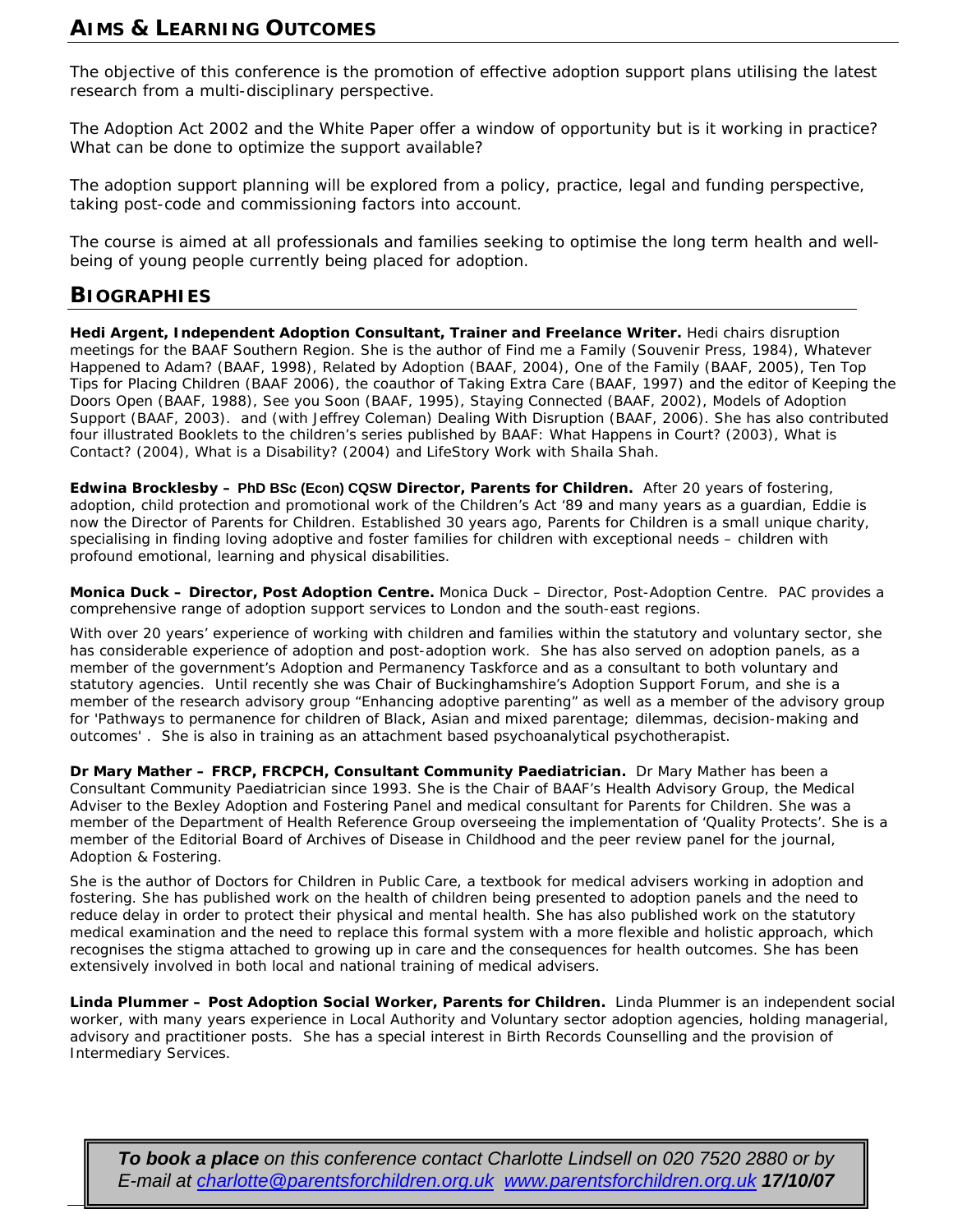## AIMS & LEARNING OUTCOMES

The objective of this conference is the promotion of effective adoption support plans utilising the latest research from a multi-disciplinary perspective.

The Adoption Act 2002 and the White Paper offer a window of opportunity but is it working in practice? What can be done to optimize the support available?

The adoption support planning will be explored from a policy, practice, legal and funding perspective, taking post-code and commissioning factors into account.

The course is aimed at all professionals and families seeking to optimise the long term health and well-being of young people currently being placed for adoption.

## BIOGRAPHIES

**Hedi Argent, Independent Adoption Consultant, Trainer and Freelance Writer.** Hedi chairs disruption meetings for the BAAF Southern Region. She is the author of Find me a Family (Souvenir Press, 1984), Whatever Happened to Adam? (BAAF, 1998), Related by Adoption (BAAF, 2004), One of the Family (BAAF, 2005), Ten Top Tips for Placing Children (BAAF 2006), the coauthor of Taking Extra Care (BAAF, 1997) and the editor of Keeping the Doors Open (BAAF, 1988), See you Soon (BAAF, 1995), Staying Connected (BAAF, 2002), Models of Adoption Support (BAAF, 2003). and (with Jeffrey Coleman) Dealing With Disruption (BAAF, 2006). She has also contributed four illustrated Booklets to the children's series published by BAAF: What Happens in Court? (2003), What is Contact? (2004), What is a Disability? (2004) and LifeStory Work with Shaila Shah.

**Edwina Brocklesby – PhD BSc (Econ) CQSW Director, Parents for Children.** After 20 years of fostering, adoption, child protection and promotional work of the Children's Act '89 and many years as a guardian, Eddie is now the Director of Parents for Children. Established 30 years ago, Parents for Children is a small unique charity, specialising in finding loving adoptive and foster families for children with exceptional needs – children with profound emotional, learning and physical disabilities.

**Monica Duck – Director, Post Adoption Centre.** Monica Duck – Director, Post-Adoption Centre. PAC provides a comprehensive range of adoption support services to London and the south-east regions.

With over 20 years' experience of working with children and families within the statutory and voluntary sector, she has considerable experience of adoption and post-adoption work. She has also served on adoption panels, as a member of the government's Adoption and Permanency Taskforce and as a consultant to both voluntary and statutory agencies. Until recently she was Chair of Buckinghamshire's Adoption Support Forum, and she is a member of the research advisory group "Enhancing adoptive parenting" as well as a member of the advisory group for 'Pathways to permanence for children of Black, Asian and mixed parentage; dilemmas, decision-making and outcomes' . She is also in training as an attachment based psychoanalytical psychotherapist.

**Dr Mary Mather – FRCP, FRCPCH, Consultant Community Paediatrician.** Dr Mary Mather has been a Consultant Community Paediatrician since 1993. She is the Chair of BAAF's Health Advisory Group, the Medical Adviser to the Bexley Adoption and Fostering Panel and medical consultant for Parents for Children. She was a member of the Department of Health Reference Group overseeing the implementation of 'Quality Protects'. She is a member of the Editorial Board of Archives of Disease in Childhood and the peer review panel for the journal, Adoption & Fostering.

She is the author of Doctors for Children in Public Care, a textbook for medical advisers working in adoption and fostering. She has published work on the health of children being presented to adoption panels and the need to reduce delay in order to protect their physical and mental health. She has also published work on the statutory medical examination and the need to replace this formal system with a more flexible and holistic approach, which recognises the stigma attached to growing up in care and the consequences for health outcomes. She has been extensively involved in both local and national training of medical advisers.

**Linda Plummer – Post Adoption Social Worker, Parents for Children.** Linda Plummer is an independent social worker, with many years experience in Local Authority and Voluntary sector adoption agencies, holding managerial, advisory and practitioner posts. She has a special interest in Birth Records Counselling and the provision of Intermediary Services.

***To book a place*** *on this conference contact Charlotte Lindsell on 020 7520 2880 or by E-mail at charlotte@parentsforchildren.org.uk www.parentsforchildren.org.uk* ***17/10/07***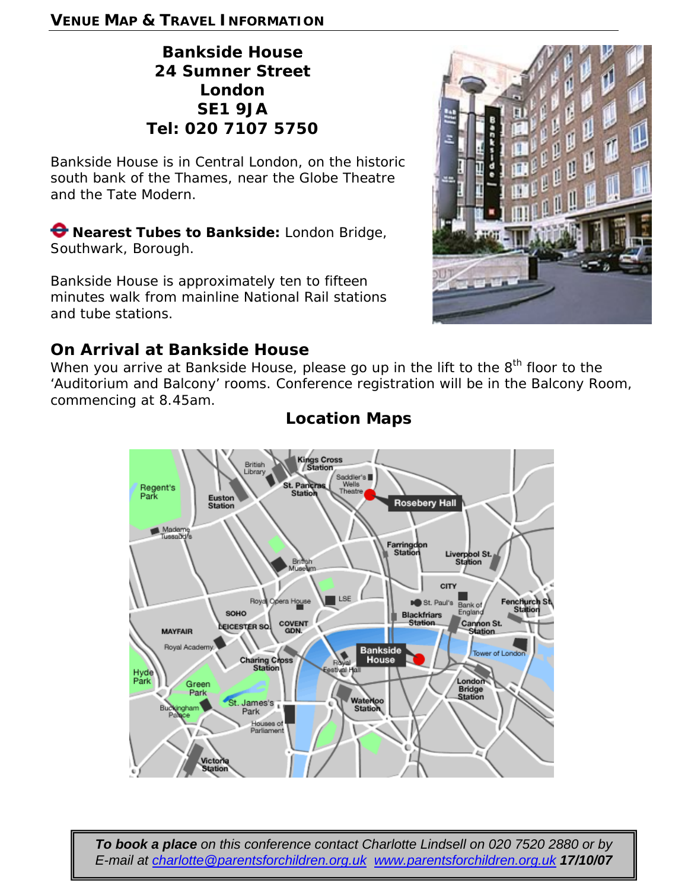## VENUE MAP & TRAVEL INFORMATION

**Bankside House**
**24 Sumner Street**
**London**
**SE1 9JA**
**Tel: 020 7107 5750**

Bankside House is in Central London, on the historic south bank of the Thames, near the Globe Theatre and the Tate Modern.

**Nearest Tubes to Bankside:** London Bridge, Southwark, Borough.

Bankside House is approximately ten to fifteen minutes walk from mainline National Rail stations and tube stations.

## On Arrival at Bankside House

When you arrive at Bankside House, please go up in the lift to the 8th floor to the 'Auditorium and Balcony' rooms. Conference registration will be in the Balcony Room, commencing at 8.45am.

## Location Maps

*To book a place on this conference contact Charlotte Lindsell on 020 7520 2880 or by E-mail at charlotte@parentsforchildren.org.uk www.parentsforchildren.org.uk* ***17/10/07***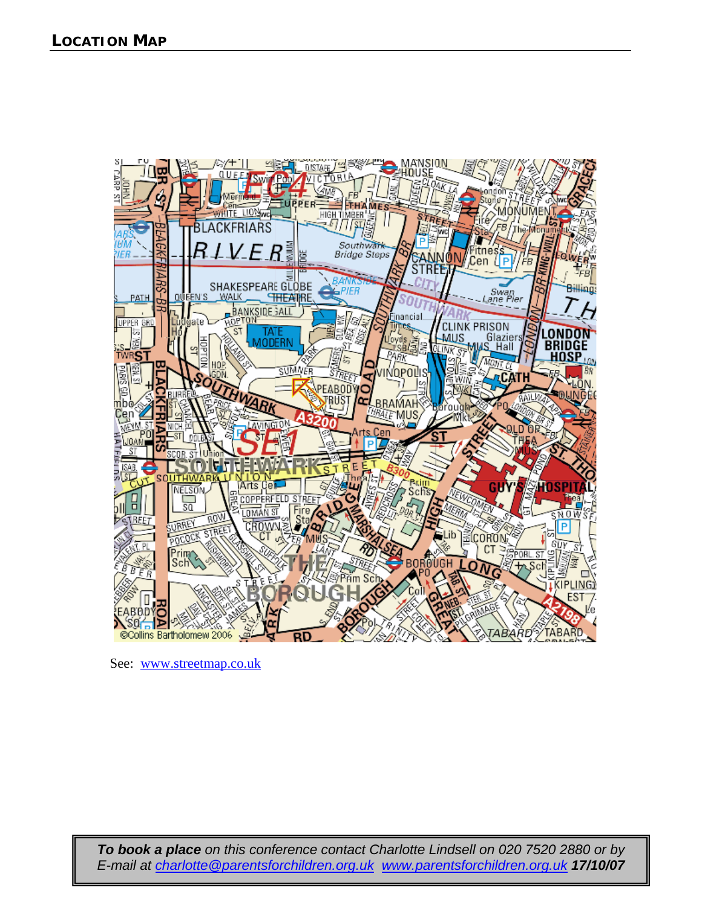## LOCATION MAP

See: www.streetmap.co.uk

***To book a place*** *on this conference contact Charlotte Lindsell on 020 7520 2880 or by E-mail at charlotte@parentsforchildren.org.uk www.parentsforchildren.org.uk* ***17/10/07***